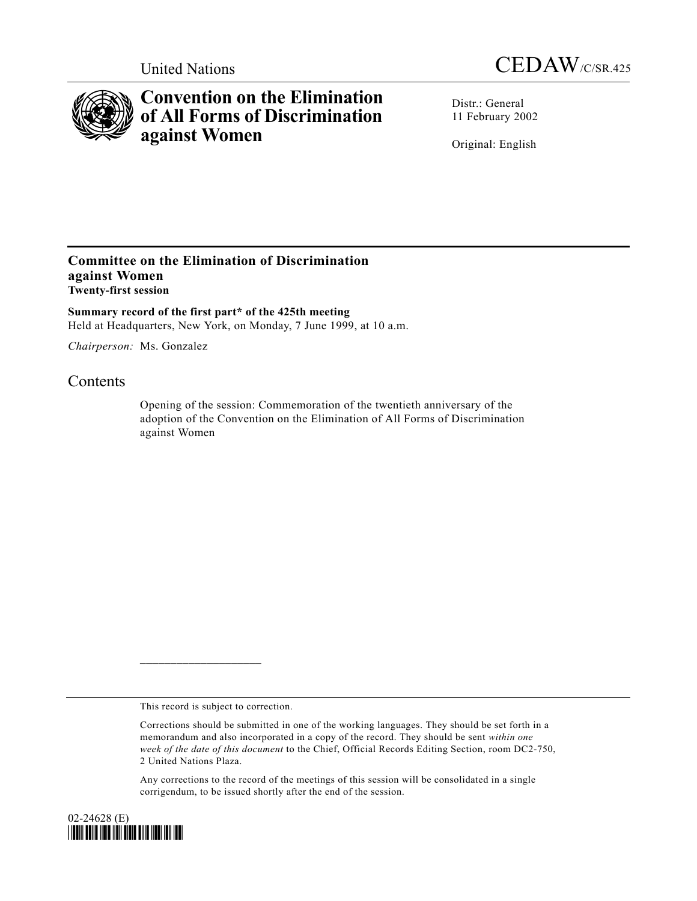United Nations

# CEDAW/C/SR.425

# Convention on the Elimination of All Forms of Discrimination against Women

Distr.: General
11 February 2002

Original: English

## Committee on the Elimination of Discrimination against Women
**Twenty-first session**

**Summary record of the first part* of the 425th meeting**
Held at Headquarters, New York, on Monday, 7 June 1999, at 10 a.m.

*Chairperson:* Ms. Gonzalez

## Contents

Opening of the session: Commemoration of the twentieth anniversary of the adoption of the Convention on the Elimination of All Forms of Discrimination against Women

---

This record is subject to correction.

Corrections should be submitted in one of the working languages. They should be set forth in a memorandum and also incorporated in a copy of the record. They should be sent *within one week of the date of this document* to the Chief, Official Records Editing Section, room DC2-750, 2 United Nations Plaza.

Any corrections to the record of the meetings of this session will be consolidated in a single corrigendum, to be issued shortly after the end of the session.

02-24628 (E)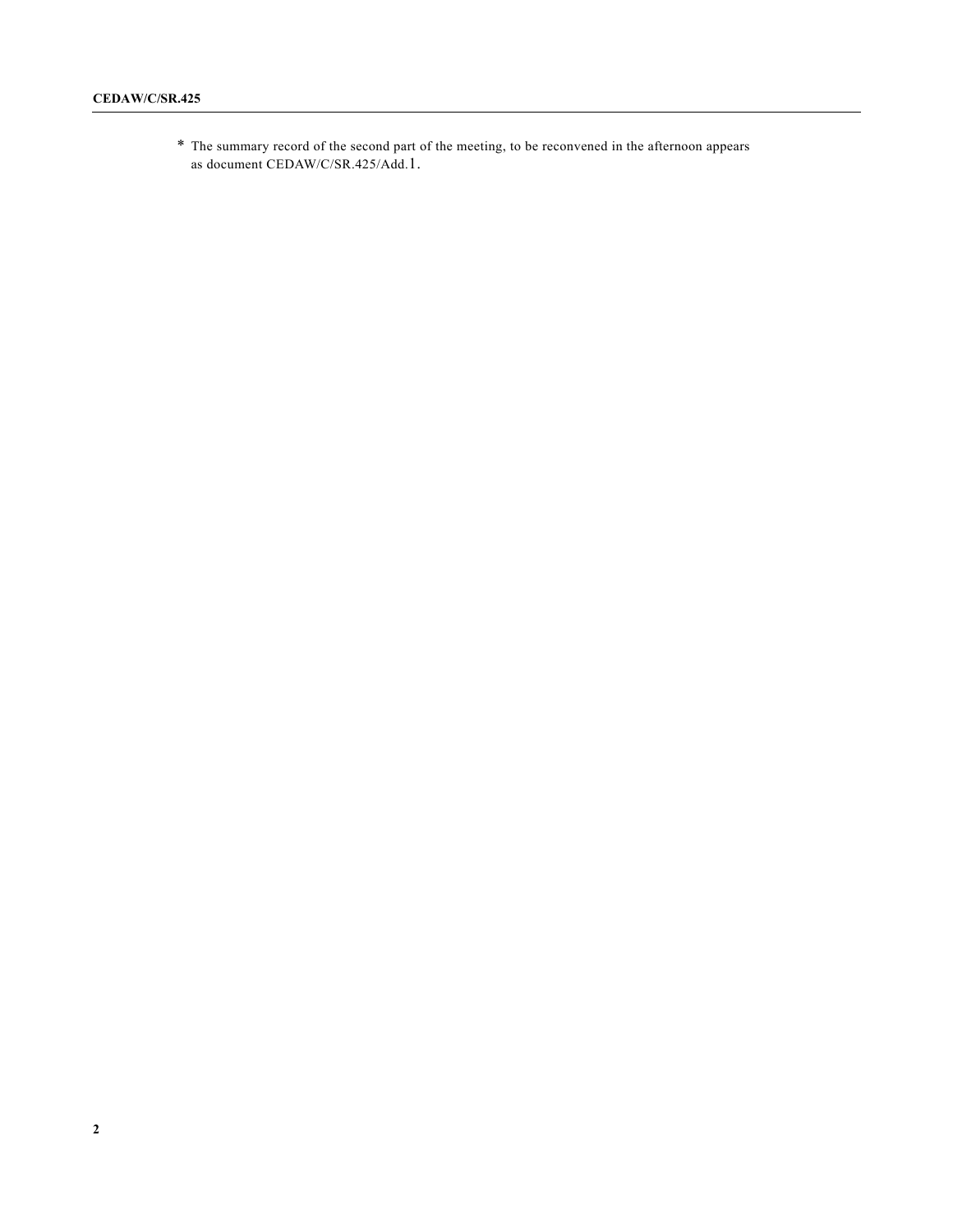* The summary record of the second part of the meeting, to be reconvened in the afternoon appears as document CEDAW/C/SR.425/Add.1.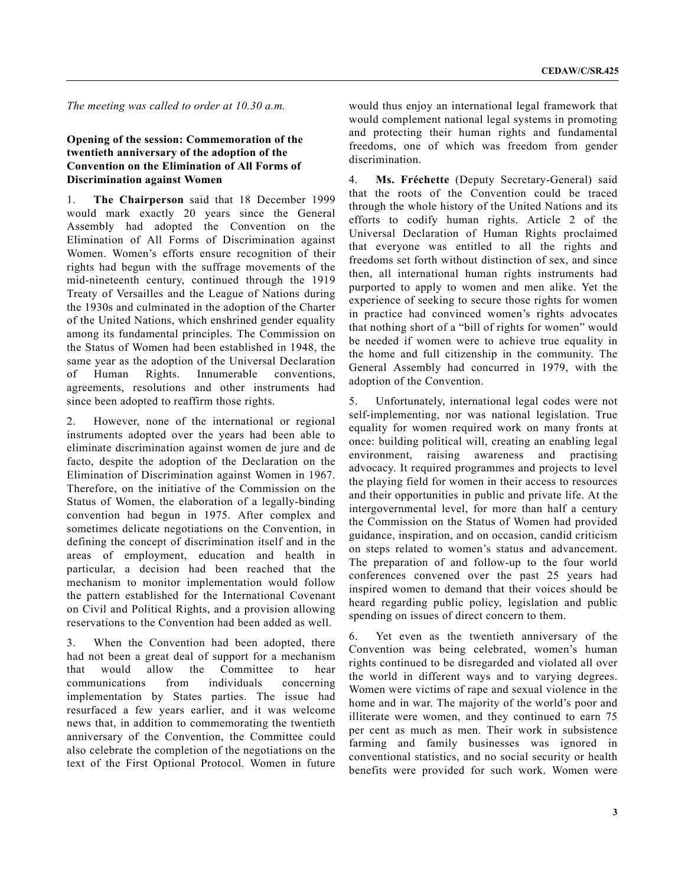*The meeting was called to order at 10.30 a.m.*

**Opening of the session: Commemoration of the twentieth anniversary of the adoption of the Convention on the Elimination of All Forms of Discrimination against Women**

1. **The Chairperson** said that 18 December 1999 would mark exactly 20 years since the General Assembly had adopted the Convention on the Elimination of All Forms of Discrimination against Women. Women's efforts ensure recognition of their rights had begun with the suffrage movements of the mid-nineteenth century, continued through the 1919 Treaty of Versailles and the League of Nations during the 1930s and culminated in the adoption of the Charter of the United Nations, which enshrined gender equality among its fundamental principles. The Commission on the Status of Women had been established in 1948, the same year as the adoption of the Universal Declaration of Human Rights. Innumerable conventions, agreements, resolutions and other instruments had since been adopted to reaffirm those rights.

2. However, none of the international or regional instruments adopted over the years had been able to eliminate discrimination against women de jure and de facto, despite the adoption of the Declaration on the Elimination of Discrimination against Women in 1967. Therefore, on the initiative of the Commission on the Status of Women, the elaboration of a legally-binding convention had begun in 1975. After complex and sometimes delicate negotiations on the Convention, in defining the concept of discrimination itself and in the areas of employment, education and health in particular, a decision had been reached that the mechanism to monitor implementation would follow the pattern established for the International Covenant on Civil and Political Rights, and a provision allowing reservations to the Convention had been added as well.

3. When the Convention had been adopted, there had not been a great deal of support for a mechanism that would allow the Committee to hear communications from individuals concerning implementation by States parties. The issue had resurfaced a few years earlier, and it was welcome news that, in addition to commemorating the twentieth anniversary of the Convention, the Committee could also celebrate the completion of the negotiations on the text of the First Optional Protocol. Women in future would thus enjoy an international legal framework that would complement national legal systems in promoting and protecting their human rights and fundamental freedoms, one of which was freedom from gender discrimination.

4. **Ms. Fréchette** (Deputy Secretary-General) said that the roots of the Convention could be traced through the whole history of the United Nations and its efforts to codify human rights. Article 2 of the Universal Declaration of Human Rights proclaimed that everyone was entitled to all the rights and freedoms set forth without distinction of sex, and since then, all international human rights instruments had purported to apply to women and men alike. Yet the experience of seeking to secure those rights for women in practice had convinced women's rights advocates that nothing short of a "bill of rights for women" would be needed if women were to achieve true equality in the home and full citizenship in the community. The General Assembly had concurred in 1979, with the adoption of the Convention.

5. Unfortunately, international legal codes were not self-implementing, nor was national legislation. True equality for women required work on many fronts at once: building political will, creating an enabling legal environment, raising awareness and practising advocacy. It required programmes and projects to level the playing field for women in their access to resources and their opportunities in public and private life. At the intergovernmental level, for more than half a century the Commission on the Status of Women had provided guidance, inspiration, and on occasion, candid criticism on steps related to women's status and advancement. The preparation of and follow-up to the four world conferences convened over the past 25 years had inspired women to demand that their voices should be heard regarding public policy, legislation and public spending on issues of direct concern to them.

6. Yet even as the twentieth anniversary of the Convention was being celebrated, women's human rights continued to be disregarded and violated all over the world in different ways and to varying degrees. Women were victims of rape and sexual violence in the home and in war. The majority of the world's poor and illiterate were women, and they continued to earn 75 per cent as much as men. Their work in subsistence farming and family businesses was ignored in conventional statistics, and no social security or health benefits were provided for such work. Women were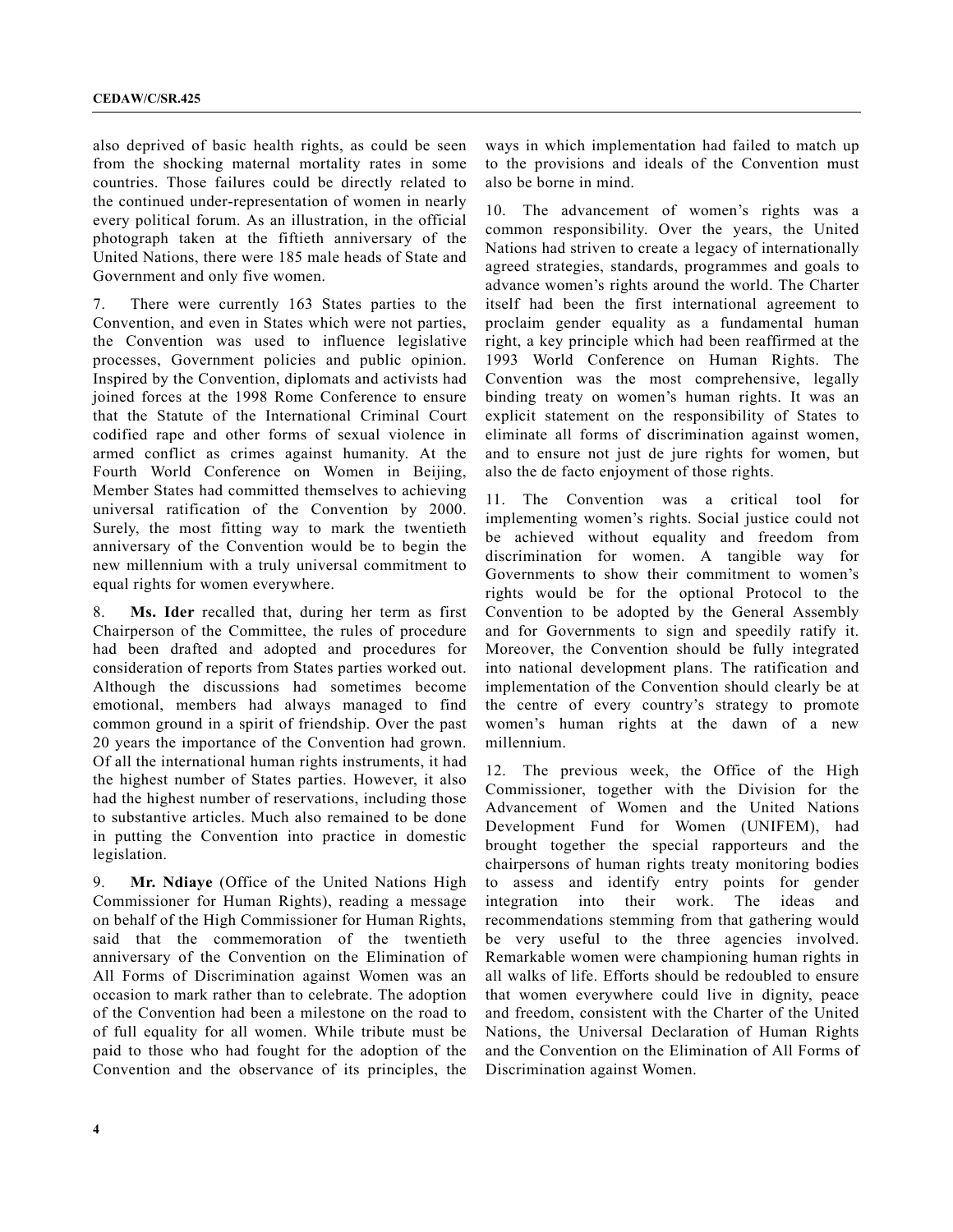also deprived of basic health rights, as could be seen from the shocking maternal mortality rates in some countries. Those failures could be directly related to the continued under-representation of women in nearly every political forum. As an illustration, in the official photograph taken at the fiftieth anniversary of the United Nations, there were 185 male heads of State and Government and only five women.

7. There were currently 163 States parties to the Convention, and even in States which were not parties, the Convention was used to influence legislative processes, Government policies and public opinion. Inspired by the Convention, diplomats and activists had joined forces at the 1998 Rome Conference to ensure that the Statute of the International Criminal Court codified rape and other forms of sexual violence in armed conflict as crimes against humanity. At the Fourth World Conference on Women in Beijing, Member States had committed themselves to achieving universal ratification of the Convention by 2000. Surely, the most fitting way to mark the twentieth anniversary of the Convention would be to begin the new millennium with a truly universal commitment to equal rights for women everywhere.

8. **Ms. Ider** recalled that, during her term as first Chairperson of the Committee, the rules of procedure had been drafted and adopted and procedures for consideration of reports from States parties worked out. Although the discussions had sometimes become emotional, members had always managed to find common ground in a spirit of friendship. Over the past 20 years the importance of the Convention had grown. Of all the international human rights instruments, it had the highest number of States parties. However, it also had the highest number of reservations, including those to substantive articles. Much also remained to be done in putting the Convention into practice in domestic legislation.

9. **Mr. Ndiaye** (Office of the United Nations High Commissioner for Human Rights), reading a message on behalf of the High Commissioner for Human Rights, said that the commemoration of the twentieth anniversary of the Convention on the Elimination of All Forms of Discrimination against Women was an occasion to mark rather than to celebrate. The adoption of the Convention had been a milestone on the road to of full equality for all women. While tribute must be paid to those who had fought for the adoption of the Convention and the observance of its principles, the ways in which implementation had failed to match up to the provisions and ideals of the Convention must also be borne in mind.

10. The advancement of women's rights was a common responsibility. Over the years, the United Nations had striven to create a legacy of internationally agreed strategies, standards, programmes and goals to advance women's rights around the world. The Charter itself had been the first international agreement to proclaim gender equality as a fundamental human right, a key principle which had been reaffirmed at the 1993 World Conference on Human Rights. The Convention was the most comprehensive, legally binding treaty on women's human rights. It was an explicit statement on the responsibility of States to eliminate all forms of discrimination against women, and to ensure not just de jure rights for women, but also the de facto enjoyment of those rights.

11. The Convention was a critical tool for implementing women's rights. Social justice could not be achieved without equality and freedom from discrimination for women. A tangible way for Governments to show their commitment to women's rights would be for the optional Protocol to the Convention to be adopted by the General Assembly and for Governments to sign and speedily ratify it. Moreover, the Convention should be fully integrated into national development plans. The ratification and implementation of the Convention should clearly be at the centre of every country's strategy to promote women's human rights at the dawn of a new millennium.

12. The previous week, the Office of the High Commissioner, together with the Division for the Advancement of Women and the United Nations Development Fund for Women (UNIFEM), had brought together the special rapporteurs and the chairpersons of human rights treaty monitoring bodies to assess and identify entry points for gender integration into their work. The ideas and recommendations stemming from that gathering would be very useful to the three agencies involved. Remarkable women were championing human rights in all walks of life. Efforts should be redoubled to ensure that women everywhere could live in dignity, peace and freedom, consistent with the Charter of the United Nations, the Universal Declaration of Human Rights and the Convention on the Elimination of All Forms of Discrimination against Women.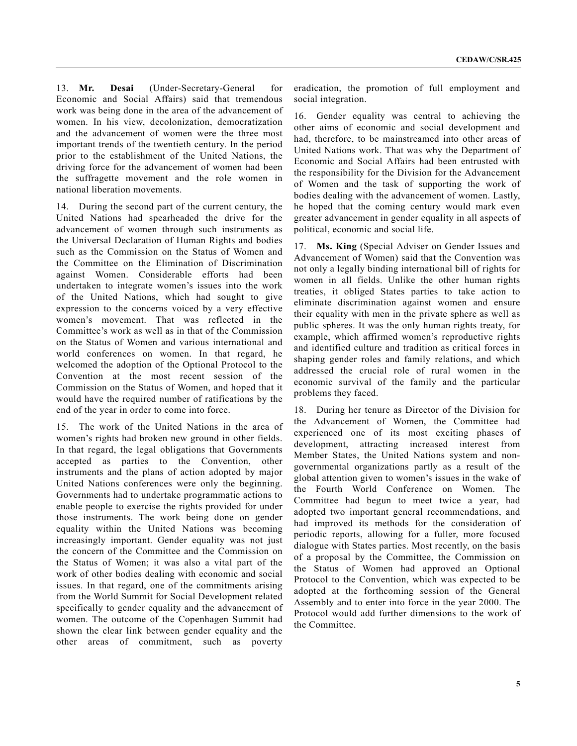13. **Mr. Desai** (Under-Secretary-General for Economic and Social Affairs) said that tremendous work was being done in the area of the advancement of women. In his view, decolonization, democratization and the advancement of women were the three most important trends of the twentieth century. In the period prior to the establishment of the United Nations, the driving force for the advancement of women had been the suffragette movement and the role women in national liberation movements.

14. During the second part of the current century, the United Nations had spearheaded the drive for the advancement of women through such instruments as the Universal Declaration of Human Rights and bodies such as the Commission on the Status of Women and the Committee on the Elimination of Discrimination against Women. Considerable efforts had been undertaken to integrate women's issues into the work of the United Nations, which had sought to give expression to the concerns voiced by a very effective women's movement. That was reflected in the Committee's work as well as in that of the Commission on the Status of Women and various international and world conferences on women. In that regard, he welcomed the adoption of the Optional Protocol to the Convention at the most recent session of the Commission on the Status of Women, and hoped that it would have the required number of ratifications by the end of the year in order to come into force.

15. The work of the United Nations in the area of women's rights had broken new ground in other fields. In that regard, the legal obligations that Governments accepted as parties to the Convention, other instruments and the plans of action adopted by major United Nations conferences were only the beginning. Governments had to undertake programmatic actions to enable people to exercise the rights provided for under those instruments. The work being done on gender equality within the United Nations was becoming increasingly important. Gender equality was not just the concern of the Committee and the Commission on the Status of Women; it was also a vital part of the work of other bodies dealing with economic and social issues. In that regard, one of the commitments arising from the World Summit for Social Development related specifically to gender equality and the advancement of women. The outcome of the Copenhagen Summit had shown the clear link between gender equality and the other areas of commitment, such as poverty eradication, the promotion of full employment and social integration.

16. Gender equality was central to achieving the other aims of economic and social development and had, therefore, to be mainstreamed into other areas of United Nations work. That was why the Department of Economic and Social Affairs had been entrusted with the responsibility for the Division for the Advancement of Women and the task of supporting the work of bodies dealing with the advancement of women. Lastly, he hoped that the coming century would mark even greater advancement in gender equality in all aspects of political, economic and social life.

17. **Ms. King** (Special Adviser on Gender Issues and Advancement of Women) said that the Convention was not only a legally binding international bill of rights for women in all fields. Unlike the other human rights treaties, it obliged States parties to take action to eliminate discrimination against women and ensure their equality with men in the private sphere as well as public spheres. It was the only human rights treaty, for example, which affirmed women's reproductive rights and identified culture and tradition as critical forces in shaping gender roles and family relations, and which addressed the crucial role of rural women in the economic survival of the family and the particular problems they faced.

18. During her tenure as Director of the Division for the Advancement of Women, the Committee had experienced one of its most exciting phases of development, attracting increased interest from Member States, the United Nations system and non-governmental organizations partly as a result of the global attention given to women's issues in the wake of the Fourth World Conference on Women. The Committee had begun to meet twice a year, had adopted two important general recommendations, and had improved its methods for the consideration of periodic reports, allowing for a fuller, more focused dialogue with States parties. Most recently, on the basis of a proposal by the Committee, the Commission on the Status of Women had approved an Optional Protocol to the Convention, which was expected to be adopted at the forthcoming session of the General Assembly and to enter into force in the year 2000. The Protocol would add further dimensions to the work of the Committee.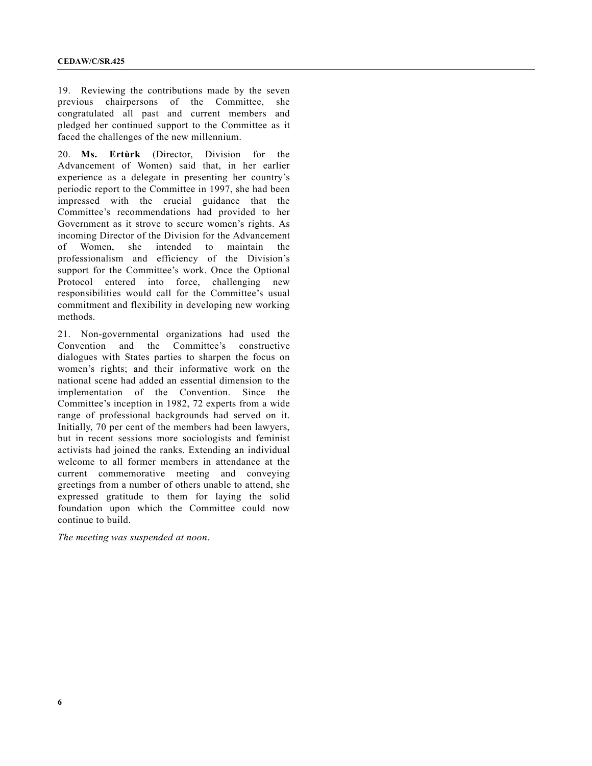19. Reviewing the contributions made by the seven previous chairpersons of the Committee, she congratulated all past and current members and pledged her continued support to the Committee as it faced the challenges of the new millennium.

20. **Ms. Ertùrk** (Director, Division for the Advancement of Women) said that, in her earlier experience as a delegate in presenting her country's periodic report to the Committee in 1997, she had been impressed with the crucial guidance that the Committee's recommendations had provided to her Government as it strove to secure women's rights. As incoming Director of the Division for the Advancement of Women, she intended to maintain the professionalism and efficiency of the Division's support for the Committee's work. Once the Optional Protocol entered into force, challenging new responsibilities would call for the Committee's usual commitment and flexibility in developing new working methods.

21. Non-governmental organizations had used the Convention and the Committee's constructive dialogues with States parties to sharpen the focus on women's rights; and their informative work on the national scene had added an essential dimension to the implementation of the Convention. Since the Committee's inception in 1982, 72 experts from a wide range of professional backgrounds had served on it. Initially, 70 per cent of the members had been lawyers, but in recent sessions more sociologists and feminist activists had joined the ranks. Extending an individual welcome to all former members in attendance at the current commemorative meeting and conveying greetings from a number of others unable to attend, she expressed gratitude to them for laying the solid foundation upon which the Committee could now continue to build.

*The meeting was suspended at noon*.